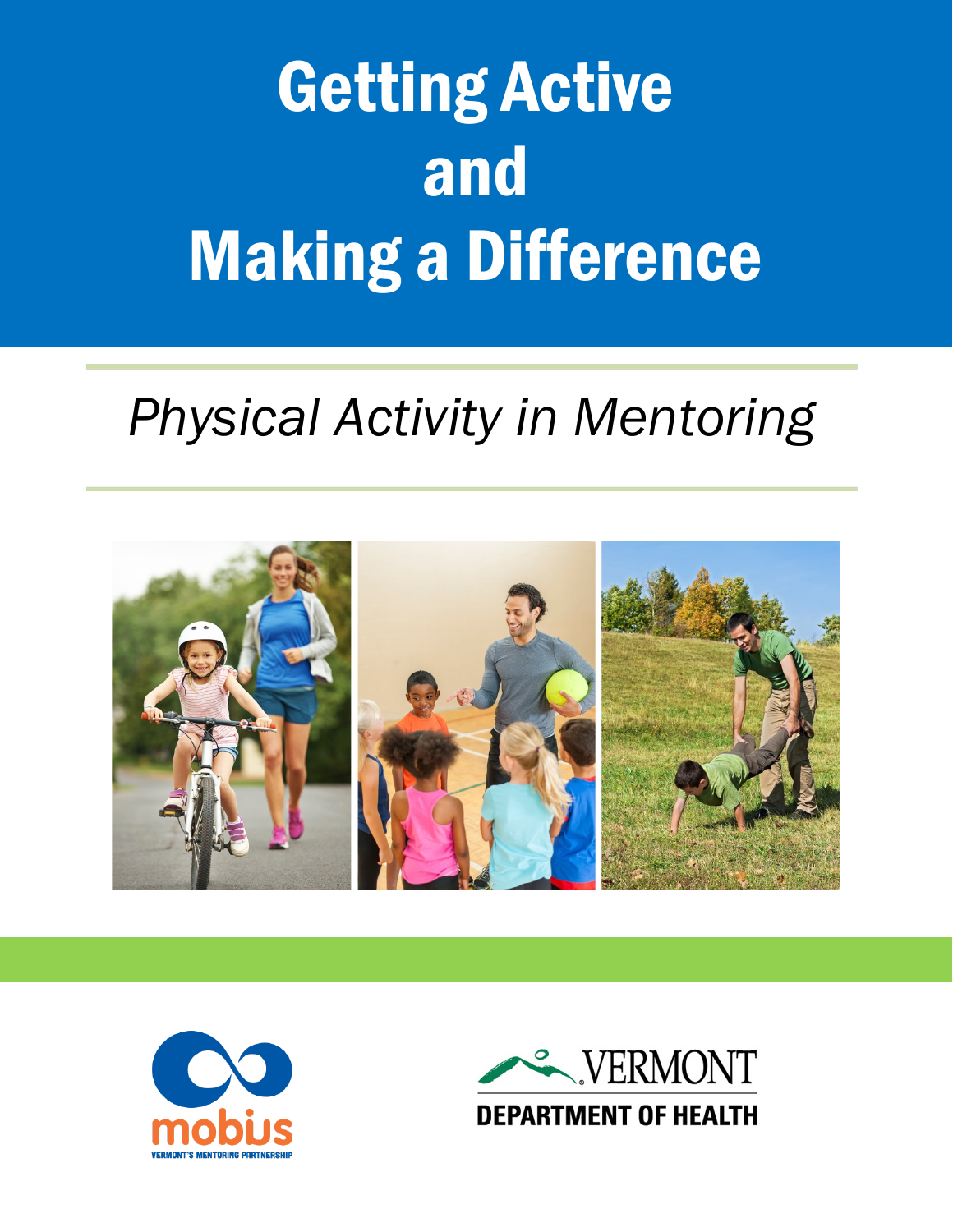# Getting Active and Making a Difference

*Physical Activity in Mentoring*

mobius

VERMONT'S MENTORING PARTNERSHIP

VERMONT

DEPARTMENT OF HEALTH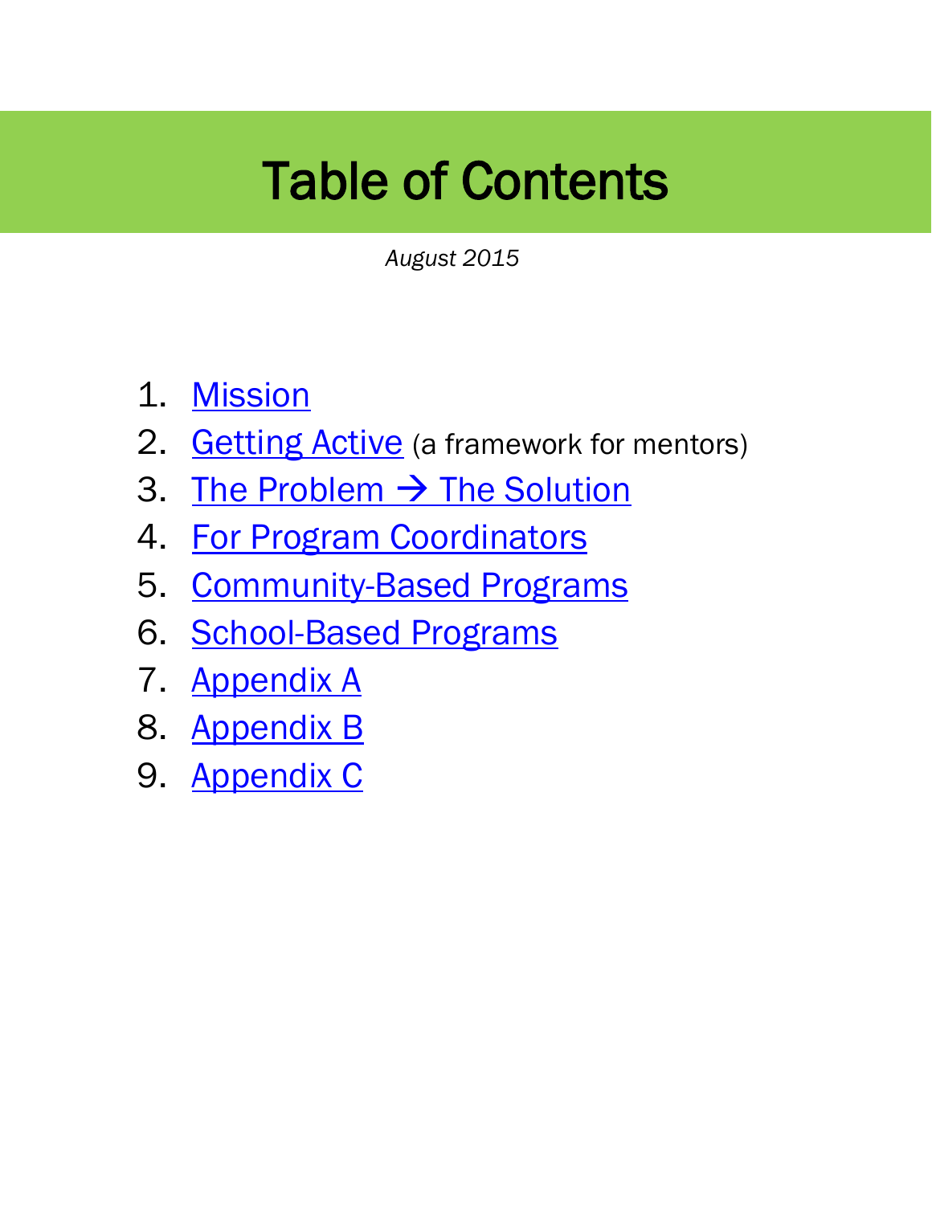# Table of Contents

*August 2015*

1. Mission
2. Getting Active (a framework for mentors)
3. The Problem → The Solution
4. For Program Coordinators
5. Community-Based Programs
6. School-Based Programs
7. Appendix A
8. Appendix B
9. Appendix C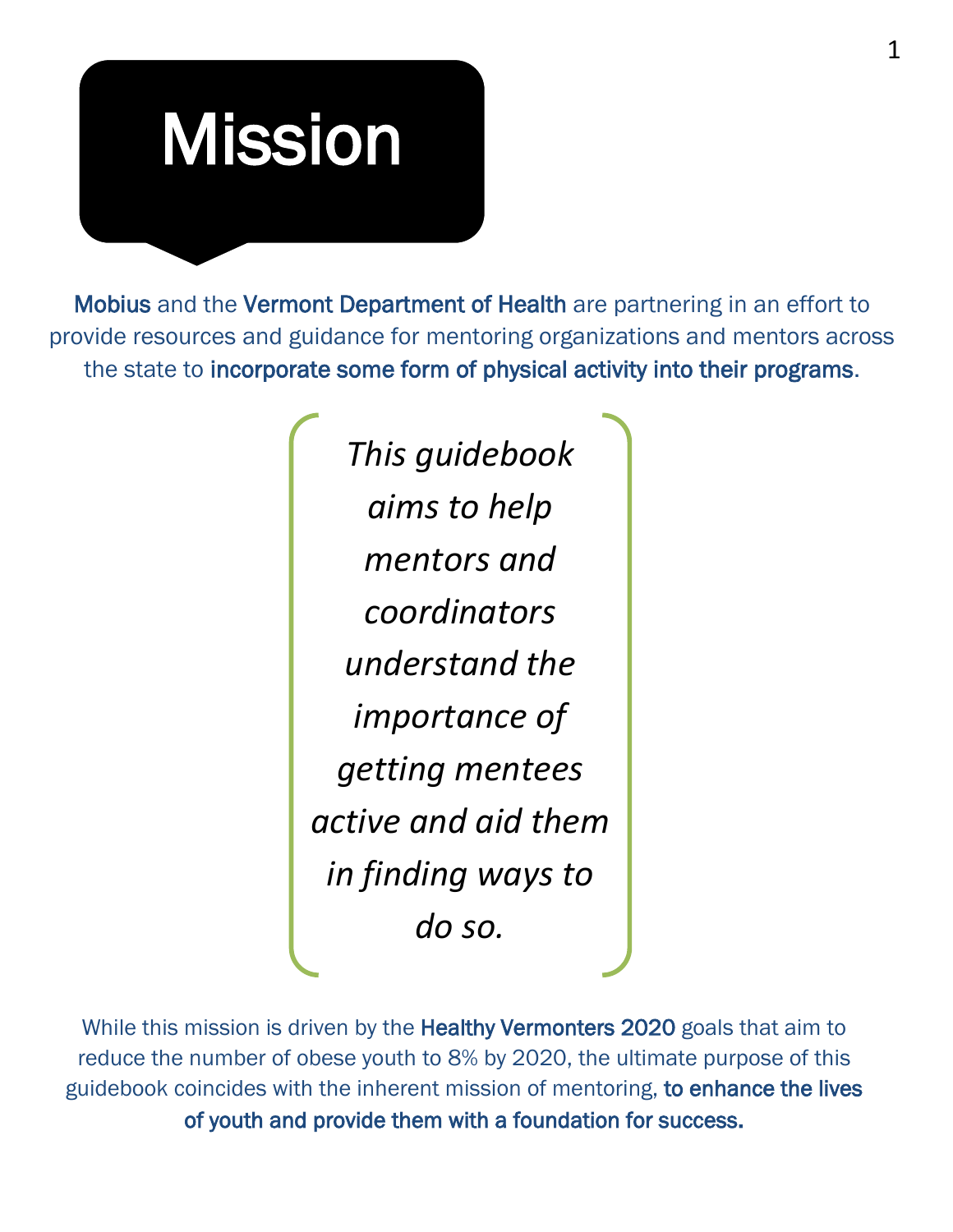# Mission

**Mobius** and the **Vermont Department of Health** are partnering in an effort to provide resources and guidance for mentoring organizations and mentors across the state to **incorporate some form of physical activity into their programs**.

*This guidebook aims to help mentors and coordinators understand the importance of getting mentees active and aid them in finding ways to do so.*

While this mission is driven by the **Healthy Vermonters 2020** goals that aim to reduce the number of obese youth to 8% by 2020, the ultimate purpose of this guidebook coincides with the inherent mission of mentoring, **to enhance the lives of youth and provide them with a foundation for success.**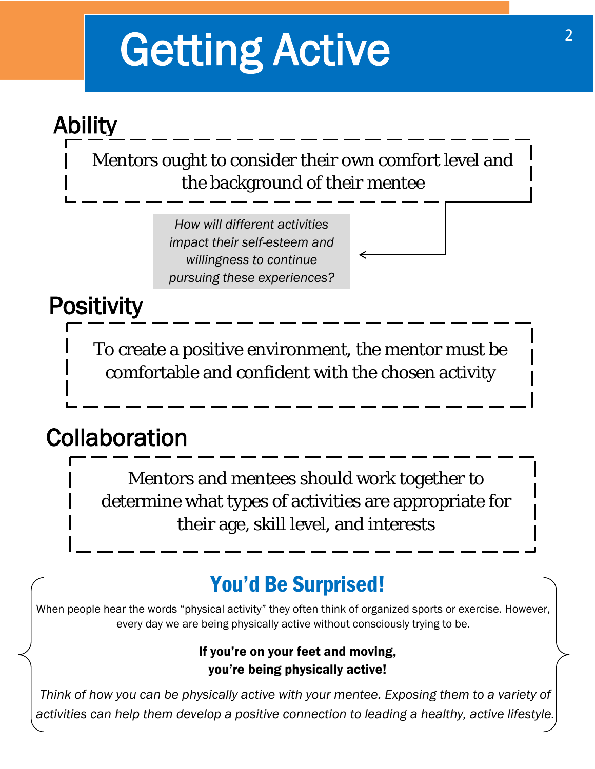# Getting Active

## Ability

Mentors ought to consider their own comfort level and the background of their mentee

*How will different activities impact their self-esteem and willingness to continue pursuing these experiences?*

## Positivity

To create a positive environment, the mentor must be comfortable and confident with the chosen activity

## Collaboration

Mentors and mentees should work together to determine what types of activities are appropriate for their age, skill level, and interests

## You'd Be Surprised!

When people hear the words "physical activity" they often think of organized sports or exercise. However, every day we are being physically active without consciously trying to be.

**If you're on your feet and moving, you're being physically active!**

*Think of how you can be physically active with your mentee. Exposing them to a variety of activities can help them develop a positive connection to leading a healthy, active lifestyle.*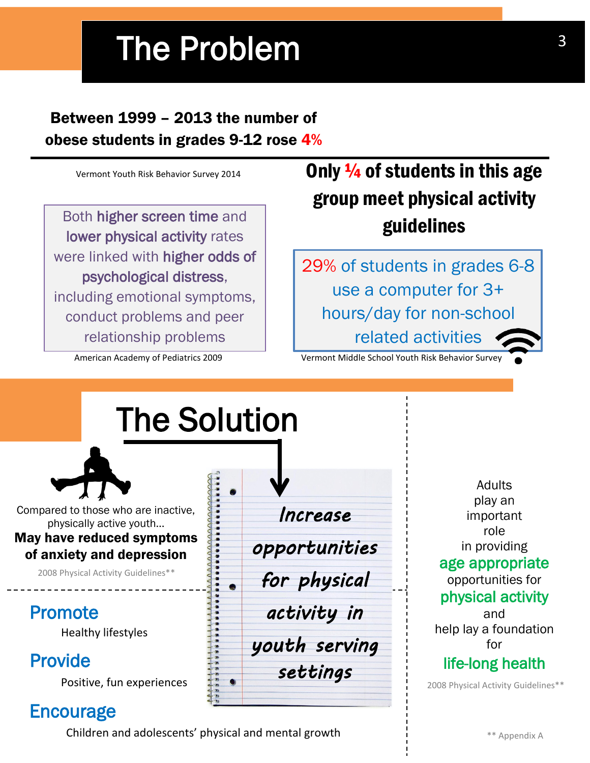# The Problem

**Between 1999 – 2013 the number of obese students in grades 9-12 rose 4%**

Vermont Youth Risk Behavior Survey 2014

**Only ¼ of students in this age group meet physical activity guidelines**

Both **higher screen time** and **lower physical activity** rates were linked with **higher odds of psychological distress**, including emotional symptoms, conduct problems and peer relationship problems

American Academy of Pediatrics 2009

29% of students in grades 6-8 use a computer for 3+ hours/day for non-school related activities

Vermont Middle School Youth Risk Behavior Survey

# The Solution

Compared to those who are inactive, physically active youth…
**May have reduced symptoms of anxiety and depression**

2008 Physical Activity Guidelines**

*Increase opportunities for physical activity in youth serving settings*

## Promote

Healthy lifestyles

## Provide

Positive, fun experiences

## Encourage

Children and adolescents' physical and mental growth

Adults play an important role in providing **age appropriate** opportunities for **physical activity** and help lay a foundation for **life-long health**

2008 Physical Activity Guidelines**

** Appendix A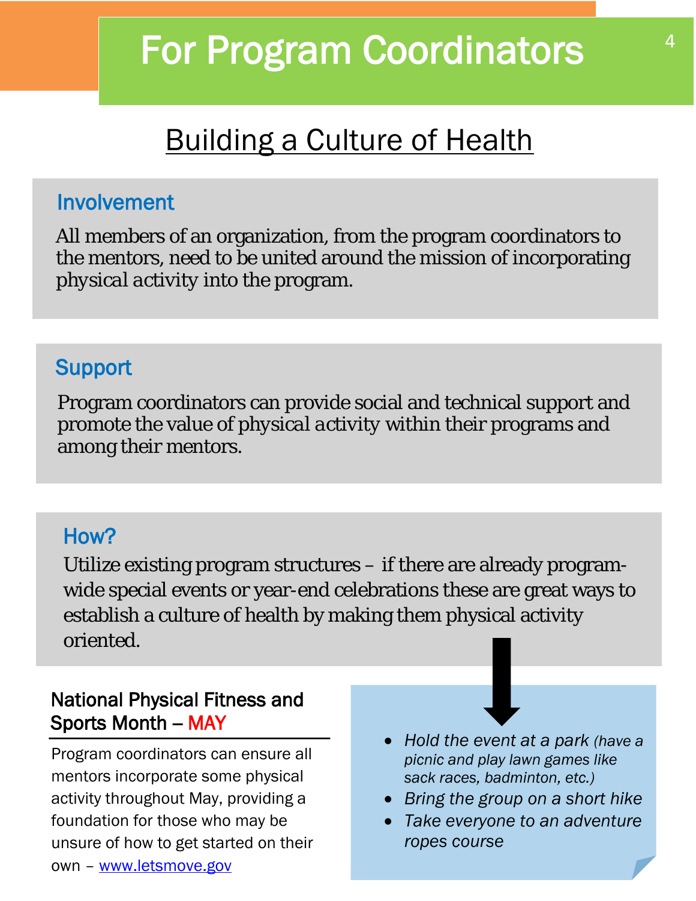# For Program Coordinators

## Building a Culture of Health

### Involvement

All members of an organization, from the program coordinators to the mentors, need to be united around the mission of incorporating physical activity into the program.

### Support

Program coordinators can provide social and technical support and promote the value of physical activity within their programs and among their mentors.

### How?

Utilize existing program structures – if there are already program-wide special events or year-end celebrations these are great ways to establish a culture of health by making them physical activity oriented.

- *Hold the event at a park (have a picnic and play lawn games like sack races, badminton, etc.)*
- *Bring the group on a short hike*
- *Take everyone to an adventure ropes course*

### National Physical Fitness and Sports Month – MAY

Program coordinators can ensure all mentors incorporate some physical activity throughout May, providing a foundation for those who may be unsure of how to get started on their own – [www.letsmove.gov](http://www.letsmove.gov)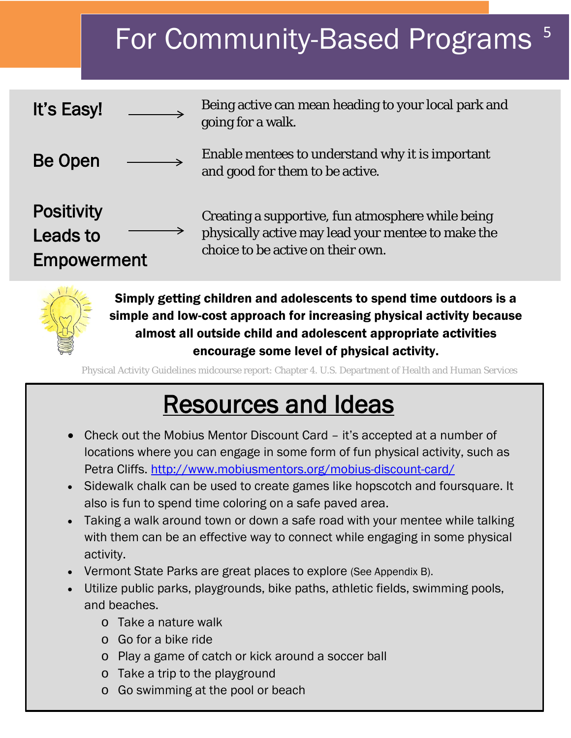# For Community-Based Programs

**It's Easy!** → Being active can mean heading to your local park and going for a walk.

**Be Open** → Enable mentees to understand why it is important and good for them to be active.

**Positivity Leads to Empowerment** → Creating a supportive, fun atmosphere while being physically active may lead your mentee to make the choice to be active on their own.

**Simply getting children and adolescents to spend time outdoors is a simple and low-cost approach for increasing physical activity because almost all outside child and adolescent appropriate activities encourage some level of physical activity.**

Physical Activity Guidelines midcourse report: Chapter 4. U.S. Department of Health and Human Services

## Resources and Ideas

- Check out the Mobius Mentor Discount Card – it's accepted at a number of locations where you can engage in some form of fun physical activity, such as Petra Cliffs. http://www.mobiusmentors.org/mobius-discount-card/
- Sidewalk chalk can be used to create games like hopscotch and foursquare. It also is fun to spend time coloring on a safe paved area.
- Taking a walk around town or down a safe road with your mentee while talking with them can be an effective way to connect while engaging in some physical activity.
- Vermont State Parks are great places to explore (See Appendix B).
- Utilize public parks, playgrounds, bike paths, athletic fields, swimming pools, and beaches.
  - Take a nature walk
  - Go for a bike ride
  - Play a game of catch or kick around a soccer ball
  - Take a trip to the playground
  - Go swimming at the pool or beach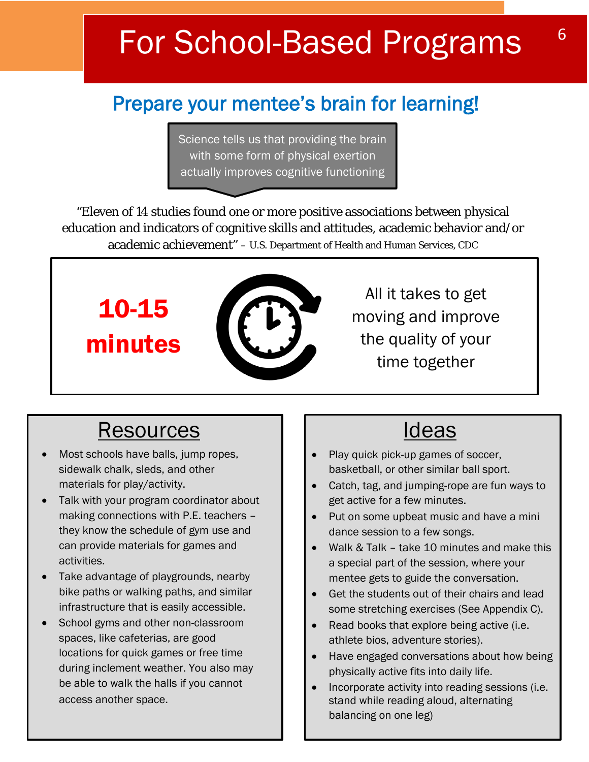# For School-Based Programs

## Prepare your mentee's brain for learning!

Science tells us that providing the brain with some form of physical exertion actually improves cognitive functioning

"Eleven of 14 studies found one or more positive associations between physical education and indicators of cognitive skills and attitudes, academic behavior and/or academic achievement" – U.S. Department of Health and Human Services, CDC

**10-15 minutes**

All it takes to get moving and improve the quality of your time together

## Resources

- Most schools have balls, jump ropes, sidewalk chalk, sleds, and other materials for play/activity.
- Talk with your program coordinator about making connections with P.E. teachers – they know the schedule of gym use and can provide materials for games and activities.
- Take advantage of playgrounds, nearby bike paths or walking paths, and similar infrastructure that is easily accessible.
- School gyms and other non-classroom spaces, like cafeterias, are good locations for quick games or free time during inclement weather. You also may be able to walk the halls if you cannot access another space.

## Ideas

- Play quick pick-up games of soccer, basketball, or other similar ball sport.
- Catch, tag, and jumping-rope are fun ways to get active for a few minutes.
- Put on some upbeat music and have a mini dance session to a few songs.
- Walk & Talk – take 10 minutes and make this a special part of the session, where your mentee gets to guide the conversation.
- Get the students out of their chairs and lead some stretching exercises (See Appendix C).
- Read books that explore being active (i.e. athlete bios, adventure stories).
- Have engaged conversations about how being physically active fits into daily life.
- Incorporate activity into reading sessions (i.e. stand while reading aloud, alternating balancing on one leg)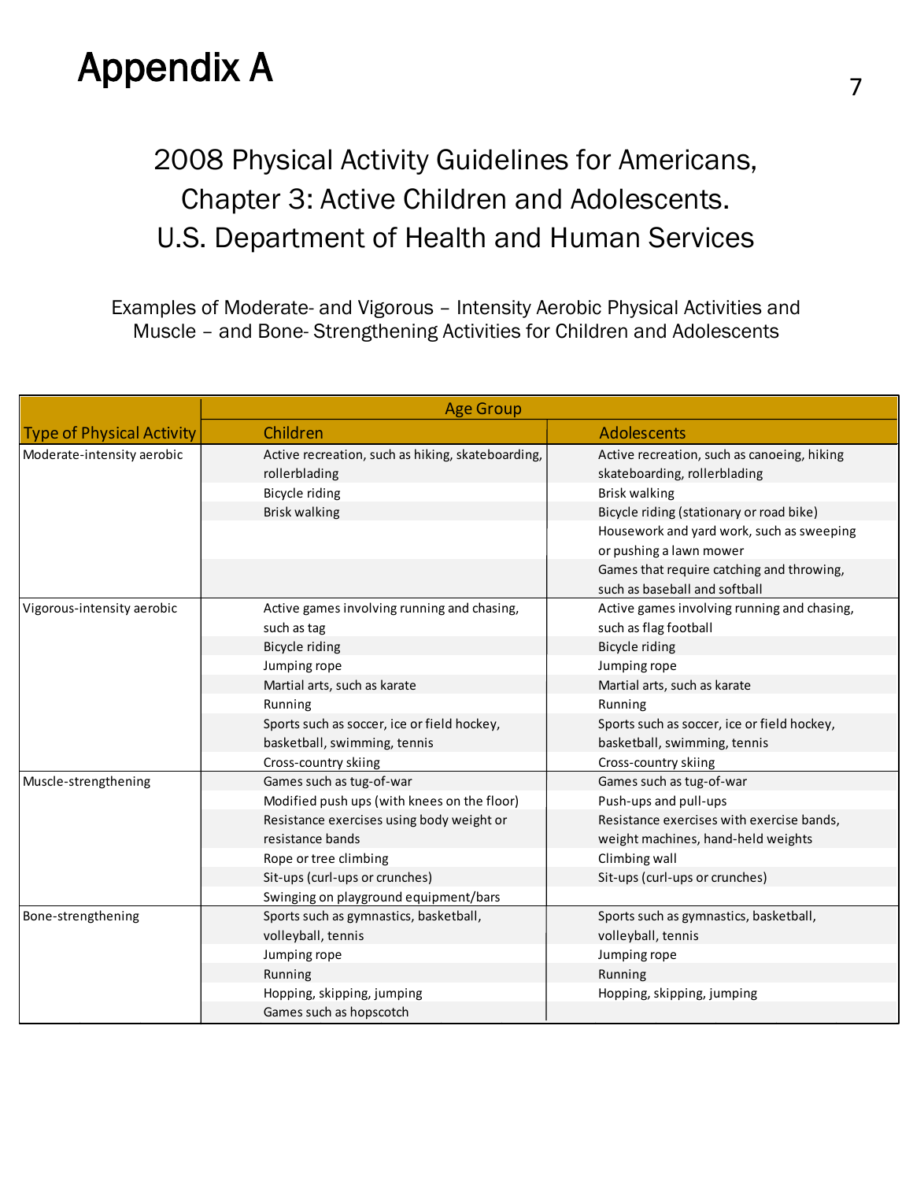# Appendix A

## 2008 Physical Activity Guidelines for Americans, Chapter 3: Active Children and Adolescents. U.S. Department of Health and Human Services

Examples of Moderate- and Vigorous – Intensity Aerobic Physical Activities and Muscle – and Bone- Strengthening Activities for Children and Adolescents

| | Age Group | |
|---|---|---|
| **Type of Physical Activity** | **Children** | **Adolescents** |
| Moderate-intensity aerobic | Active recreation, such as hiking, skateboarding, rollerblading | Active recreation, such as canoeing, hiking skateboarding, rollerblading |
| | Bicycle riding | Brisk walking |
| | Brisk walking | Bicycle riding (stationary or road bike) |
| | | Housework and yard work, such as sweeping or pushing a lawn mower |
| | | Games that require catching and throwing, such as baseball and softball |
| Vigorous-intensity aerobic | Active games involving running and chasing, such as tag | Active games involving running and chasing, such as flag football |
| | Bicycle riding | Bicycle riding |
| | Jumping rope | Jumping rope |
| | Martial arts, such as karate | Martial arts, such as karate |
| | Running | Running |
| | Sports such as soccer, ice or field hockey, basketball, swimming, tennis | Sports such as soccer, ice or field hockey, basketball, swimming, tennis |
| | Cross-country skiing | Cross-country skiing |
| Muscle-strengthening | Games such as tug-of-war | Games such as tug-of-war |
| | Modified push ups (with knees on the floor) | Push-ups and pull-ups |
| | Resistance exercises using body weight or resistance bands | Resistance exercises with exercise bands, weight machines, hand-held weights |
| | Rope or tree climbing | Climbing wall |
| | Sit-ups (curl-ups or crunches) | Sit-ups (curl-ups or crunches) |
| | Swinging on playground equipment/bars | |
| Bone-strengthening | Sports such as gymnastics, basketball, volleyball, tennis | Sports such as gymnastics, basketball, volleyball, tennis |
| | Jumping rope | Jumping rope |
| | Running | Running |
| | Hopping, skipping, jumping | Hopping, skipping, jumping |
| | Games such as hopscotch | |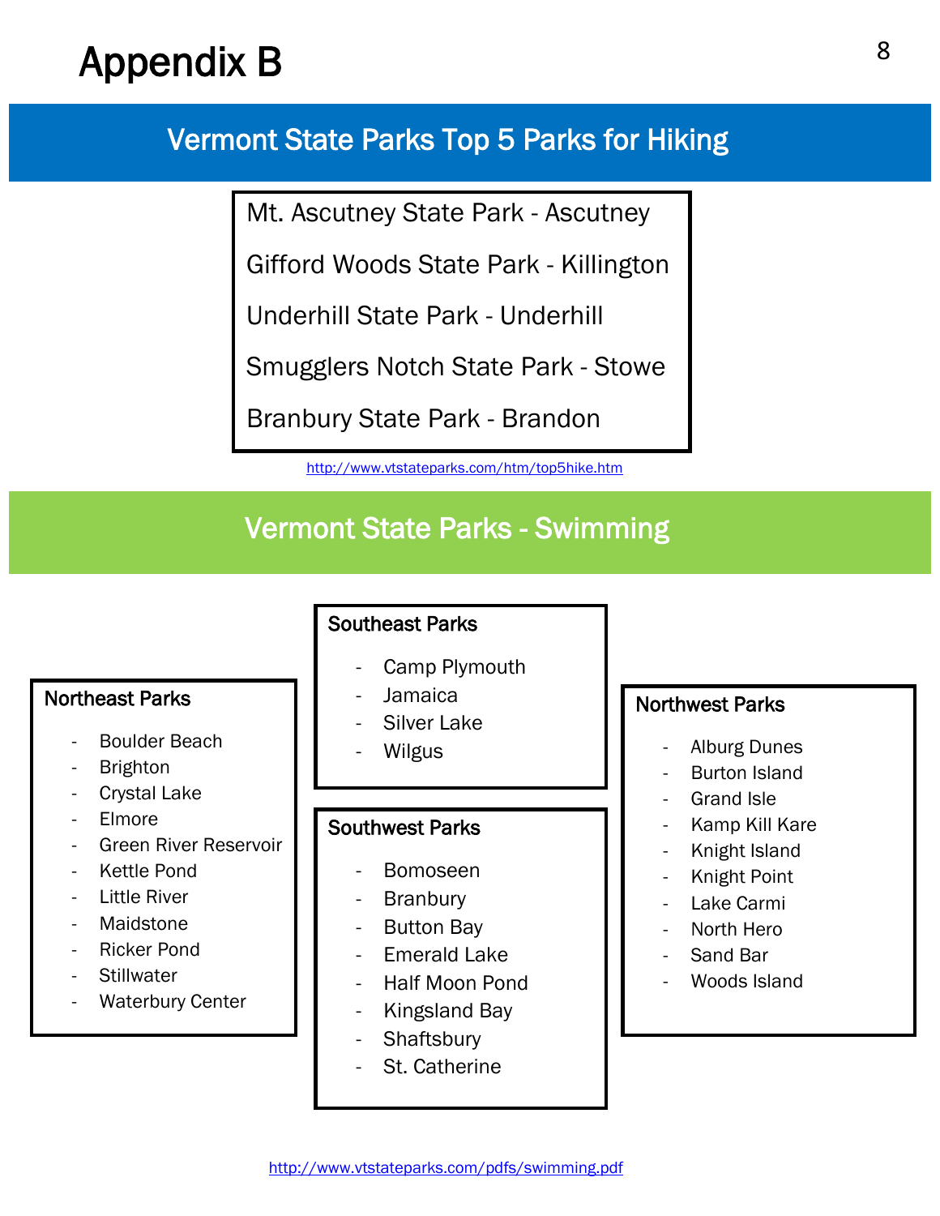# Appendix B

## Vermont State Parks Top 5 Parks for Hiking

Mt. Ascutney State Park - Ascutney

Gifford Woods State Park - Killington

Underhill State Park - Underhill

Smugglers Notch State Park - Stowe

Branbury State Park - Brandon

http://www.vtstateparks.com/htm/top5hike.htm

## Vermont State Parks - Swimming

**Northeast Parks**

- Boulder Beach
- Brighton
- Crystal Lake
- Elmore
- Green River Reservoir
- Kettle Pond
- Little River
- Maidstone
- Ricker Pond
- Stillwater
- Waterbury Center

**Southeast Parks**

- Camp Plymouth
- Jamaica
- Silver Lake
- Wilgus

**Southwest Parks**

- Bomoseen
- Branbury
- Button Bay
- Emerald Lake
- Half Moon Pond
- Kingsland Bay
- Shaftsbury
- St. Catherine

**Northwest Parks**

- Alburg Dunes
- Burton Island
- Grand Isle
- Kamp Kill Kare
- Knight Island
- Knight Point
- Lake Carmi
- North Hero
- Sand Bar
- Woods Island

http://www.vtstateparks.com/pdfs/swimming.pdf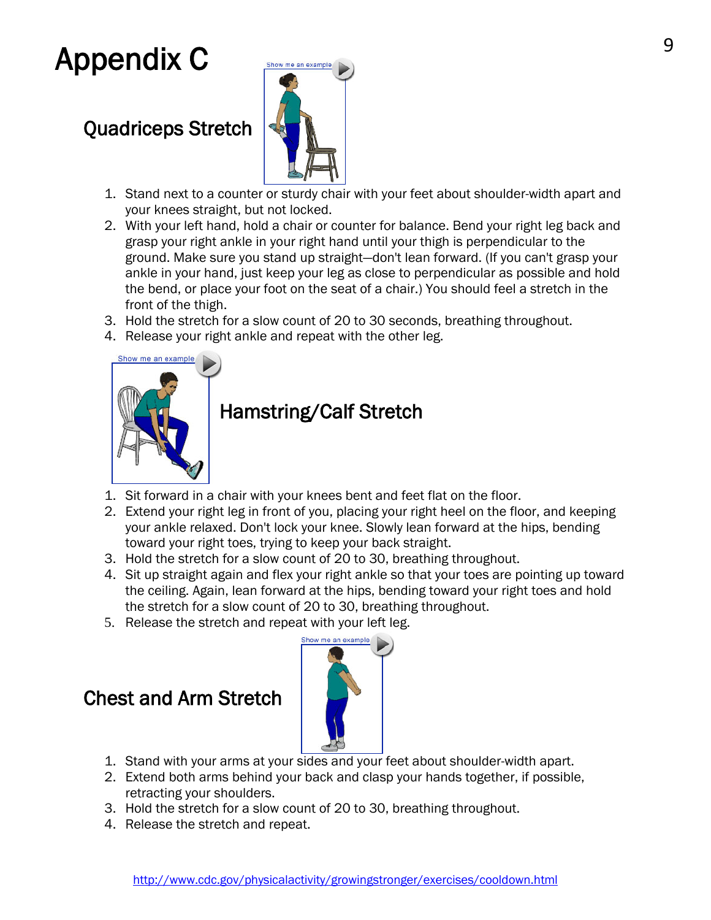# Appendix C

## Quadriceps Stretch

1. Stand next to a counter or sturdy chair with your feet about shoulder-width apart and your knees straight, but not locked.
2. With your left hand, hold a chair or counter for balance. Bend your right leg back and grasp your right ankle in your right hand until your thigh is perpendicular to the ground. Make sure you stand up straight—don't lean forward. (If you can't grasp your ankle in your hand, just keep your leg as close to perpendicular as possible and hold the bend, or place your foot on the seat of a chair.) You should feel a stretch in the front of the thigh.
3. Hold the stretch for a slow count of 20 to 30 seconds, breathing throughout.
4. Release your right ankle and repeat with the other leg.

## Hamstring/Calf Stretch

1. Sit forward in a chair with your knees bent and feet flat on the floor.
2. Extend your right leg in front of you, placing your right heel on the floor, and keeping your ankle relaxed. Don't lock your knee. Slowly lean forward at the hips, bending toward your right toes, trying to keep your back straight.
3. Hold the stretch for a slow count of 20 to 30, breathing throughout.
4. Sit up straight again and flex your right ankle so that your toes are pointing up toward the ceiling. Again, lean forward at the hips, bending toward your right toes and hold the stretch for a slow count of 20 to 30, breathing throughout.
5. Release the stretch and repeat with your left leg.

## Chest and Arm Stretch

1. Stand with your arms at your sides and your feet about shoulder-width apart.
2. Extend both arms behind your back and clasp your hands together, if possible, retracting your shoulders.
3. Hold the stretch for a slow count of 20 to 30, breathing throughout.
4. Release the stretch and repeat.

http://www.cdc.gov/physicalactivity/growingstronger/exercises/cooldown.html